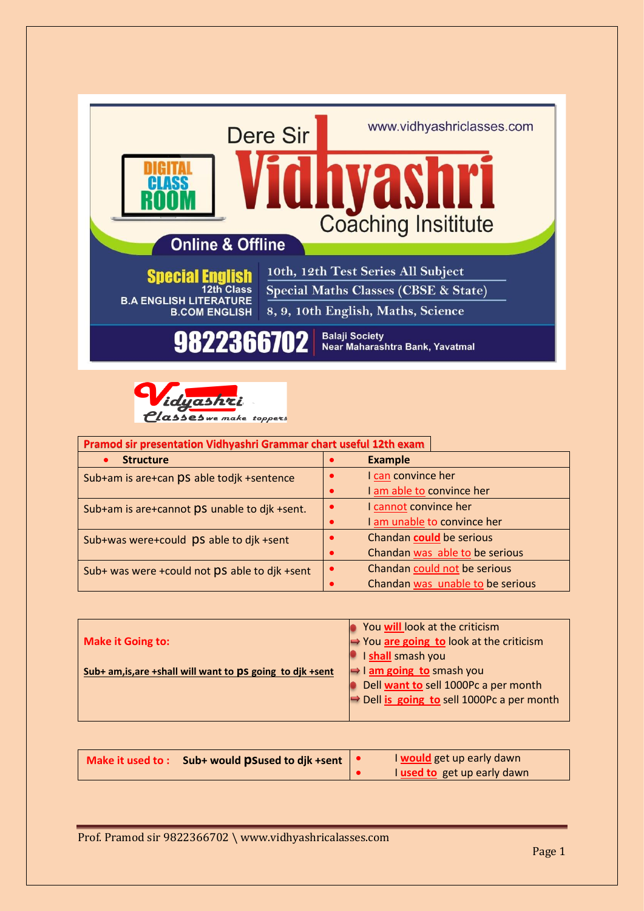Dere Sir

www.vidhyashriclasses.com

DIGITAL CLASS ROOM

# Vidhyashri

Coaching Insititute

Online & Offline

**Special English** 12th Class
B.A ENGLISH LITERATURE
B.COM ENGLISH

10th, 12th Test Series All Subject
Special Maths Classes (CBSE & State)
8, 9, 10th English, Maths, Science

**9822366702** Balaji Society Near Maharashtra Bank, Yavatmal

Vidyashri Classes we make toppers

**Pramod sir presentation Vidhyashri Grammar chart useful 12th exam**

| Structure | Example |
|---|---|
| Sub+am is are+can ps able todjk +sentence | • I can convince her<br>• I am able to convince her |
| Sub+am is are+cannot ps unable to djk +sent. | • I cannot convince her<br>• I am unable to convince her |
| Sub+was were+could ps able to djk +sent | • Chandan **could** be serious<br>• Chandan was able to be serious |
| Sub+ was were +could not ps able to djk +sent | • Chandan could not be serious<br>• Chandan was unable to be serious |

| | |
|---|---|
| **Make it Going to:**<br><br>**Sub+ am,is,are +shall will want to ps going to djk +sent** | • You **will** look at the criticism<br>⇨ You **are going to** look at the criticism<br>• I **shall** smash you<br>⇨ I **am going to** smash you<br>• Dell **want to** sell 1000Pc a per month<br>⇨ Dell **is going to** sell 1000Pc a per month |

| | |
|---|---|
| **Make it used to :** **Sub+ would psused to djk +sent** | • I **would** get up early dawn<br>• I **used to** get up early dawn |

Prof. Pramod sir 9822366702 \ www.vidhyashricalasses.com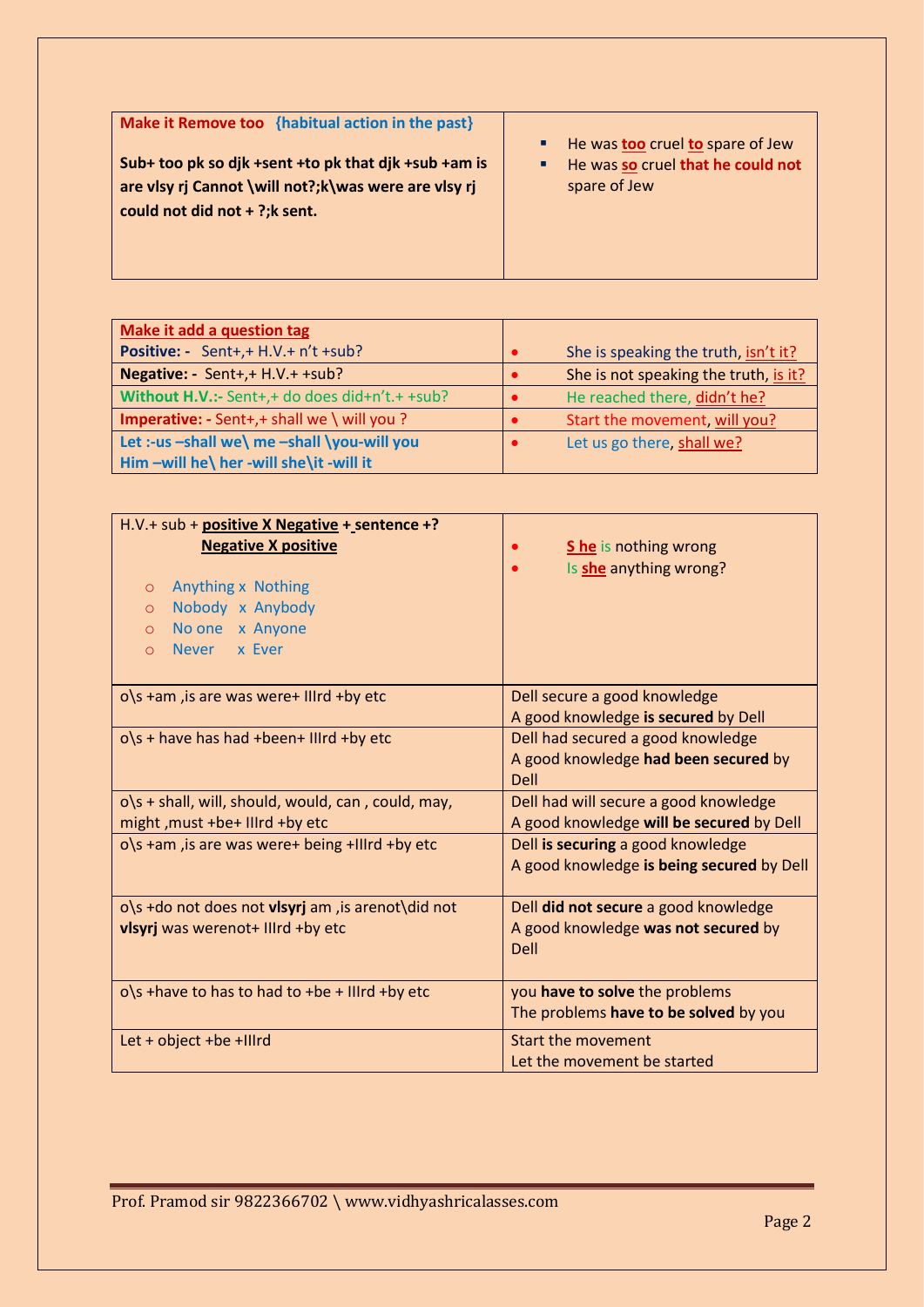| | |
|---|---|
| **Make it Remove too {habitual action in the past}**<br><br>**Sub+ too pk so djk +sent +to pk that djk +sub +am is are vlsy rj Cannot \will not?;k\was were are vlsy rj could not did not + ?;k sent.** | ▪ He was **too** cruel **to** spare of Jew<br>▪ He was **so** cruel **that he could not** spare of Jew |

| | |
|---|---|
| **Make it add a question tag** | |
| **Positive: -** Sent+,+ H.V.+ n't +sub? | • She is speaking the truth, isn't it? |
| **Negative: -** Sent+,+ H.V.+ +sub? | • She is not speaking the truth, is it? |
| **Without H.V.:-** Sent+,+ do does did+n't.+ +sub? | • He reached there, didn't he? |
| **Imperative: -** Sent+,+ shall we \ will you ? | • Start the movement, will you? |
| **Let :-us –shall we\ me –shall \you-will you Him –will he\ her -will she\it -will it** | • Let us go there, shall we? |

| | |
|---|---|
| H.V.+ sub + **positive X Negative** + sentence +?<br>**Negative X positive**<br>○ Anything x Nothing<br>○ Nobody x Anybody<br>○ No one x Anyone<br>○ Never x Ever | • **S he** is nothing wrong<br>• Is **she** anything wrong? |
| o\s +am ,is are was were+ IIIrd +by etc | Dell secure a good knowledge<br>A good knowledge **is secured** by Dell |
| o\s + have has had +been+ IIIrd +by etc | Dell had secured a good knowledge<br>A good knowledge **had been secured** by Dell |
| o\s + shall, will, should, would, can , could, may, might ,must +be+ IIIrd +by etc | Dell had will secure a good knowledge<br>A good knowledge **will be secured** by Dell |
| o\s +am ,is are was were+ being +IIIrd +by etc | Dell **is securing** a good knowledge<br>A good knowledge **is being secured** by Dell |
| o\s +do not does not **vlsyrj** am ,is arenot\did not **vlsyrj** was werenot+ IIIrd +by etc | Dell **did not secure** a good knowledge<br>A good knowledge **was not secured** by Dell |
| o\s +have to has to had to +be + IIIrd +by etc | you **have to solve** the problems<br>The problems **have to be solved** by you |
| Let + object +be +IIIrd | Start the movement<br>Let the movement be started |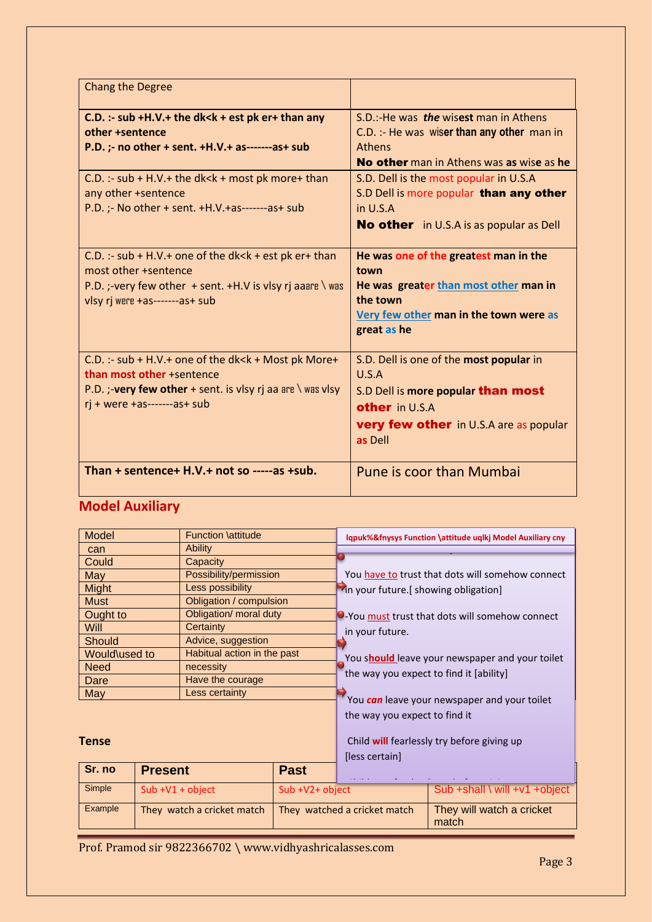| Chang the Degree | |
|---|---|
| **C.D. :- sub +H.V.+ the dk<k + est pk er+ than any other +sentence** **P.D. ;- no other + sent. +H.V.+ as-------as+ sub** | S.D.:-He was ***the*** wis**est** man in Athens C.D. :- He was wis**er than any other** man in Athens **No other** man in Athens was **as** wis**e** as **he** |
| C.D. :- sub + H.V.+ the dk<k + most pk more+ than any other +sentence P.D. ;- No other + sent. +H.V.+as-------as+ sub | S.D. Dell is the most popular in U.S.A S.D Dell is more popular **than any other** in U.S.A **No other** in U.S.A is as popular as Dell |
| C.D. :- sub + H.V.+ one of the dk<k + est pk er+ than most other +sentence P.D. ;-very few other + sent. +H.V is vlsy rj aaare \ was vlsy rj were +as-------as+ sub | **He was one of the greatest man in the town** **He was greater than most other man in the town** **Very few other man in the town were as great as he** |
| C.D. :- sub + H.V.+ one of the dk<k + Most pk More+ than most other +sentence P.D. ;-**very few other** + sent. is vlsy rj aa are \ was vlsy rj + were +as-------as+ sub | S.D. Dell is one of the **most popular** in U.S.A S.D Dell is **more popular than most other** in U.S.A **very few other** in U.S.A are as popular as Dell |
| **Than + sentence+ H.V.+ not so -----as +sub.** | Pune is coor than Mumbai |

## Model Auxiliary

| Model | Function \attitude |
|---|---|
| can | Ability |
| Could | Capacity |
| May | Possibility/permission |
| Might | Less possibility |
| Must | Obligation / compulsion |
| Ought to | Obligation/ moral duty |
| Will | Certainty |
| Should | Advice, suggestion |
| Would\used to | Habitual action in the past |
| Need | necessity |
| Dare | Have the courage |
| May | Less certainty |

**lqpuk%&fnysys Function \attitude uqlkj Model Auxiliary cny**

- You have to trust that dots will somehow connect in your future.[ showing obligation]
- -You must trust that dots will somehow connect in your future.
- You should leave your newspaper and your toilet the way you expect to find it [ability]
- You ***can*** leave your newspaper and your toilet the way you expect to find it
- Child **will** fearlessly try before giving up [less certain]

**Tense**

| Sr. no | Present | Past | |
|---|---|---|---|
| Simple | Sub +V1 + object | Sub +V2+ object | Sub +shall \ will +v1 +object |
| Example | They watch a cricket match | They watched a cricket match | They will watch a cricket match |

Prof. Pramod sir 9822366702 \ www.vidhyashricalasses.com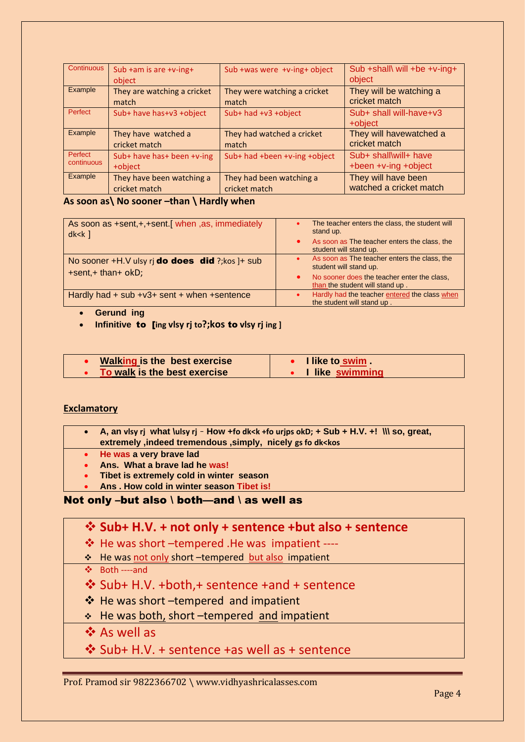| Continuous | Sub +am is are +v-ing+ object | Sub +was were +v-ing+ object | Sub +shall\ will +be +v-ing+ object |
|---|---|---|---|
| Example | They are watching a cricket match | They were watching a cricket match | They will be watching a cricket match |
| Perfect | Sub+ have has+v3 +object | Sub+ had +v3 +object | Sub+ shall will-have+v3 +object |
| Example | They have watched a cricket match | They had watched a cricket match | They will havewatched a cricket match |
| Perfect continuous | Sub+ have has+ been +v-ing +object | Sub+ had +been +v-ing +object | Sub+ shall\will+ have +been +v-ing +object |
| Example | They have been watching a cricket match | They had been watching a cricket match | They will have been watched a cricket match |

**As soon as\ No sooner –than \ Hardly when**

| | |
|---|---|
| As soon as +sent,+,+sent.[ when ,as, immediately dk<k ] | • The teacher enters the class, the student will stand up. • As soon as The teacher enters the class, the student will stand up. |
| No sooner +H.V ulsy rj **do does did** ?;kos ]+ sub +sent,+ than+ okD; | • As soon as The teacher enters the class, the student will stand up. • No sooner does the teacher enter the class, than the student will stand up . |
| Hardly had + sub +v3+ sent + when +sentence | • Hardly had the teacher entered the class when the student will stand up . |

- **Gerund ing**
- **Infinitive to [ing vlsy rj to?;kos to vlsy rj ing ]**

| | |
|---|---|
| • **Walking is the best exercise** • **To walk is the best exercise** | • **I like to swim .** • **I like swimming** |

**Exclamatory**

- **A, an vlsy rj what \ulsy rj – How +fo dk<k +fo urjps okD; + Sub + H.V. +! \\\ so, great, extremely ,indeed tremendous ,simply, nicely gs fo dk<kos**

- **He was a very brave lad**
- **Ans. What a brave lad he was!**
- **Tibet is extremely cold in winter season**
- **Ans . How cold in winter season Tibet is!**

## Not only –but also \ both—and \ as well as

- **Sub+ H.V. + not only + sentence +but also + sentence**
- He was short –tempered .He was impatient ----
- He was not only short –tempered but also impatient
- Both ----and
- Sub+ H.V. +both,+ sentence +and + sentence
- He was short –tempered and impatient
- He was both, short –tempered and impatient
- As well as
- Sub+ H.V. + sentence +as well as + sentence

Prof. Pramod sir 9822366702 \ www.vidhyashricalasses.com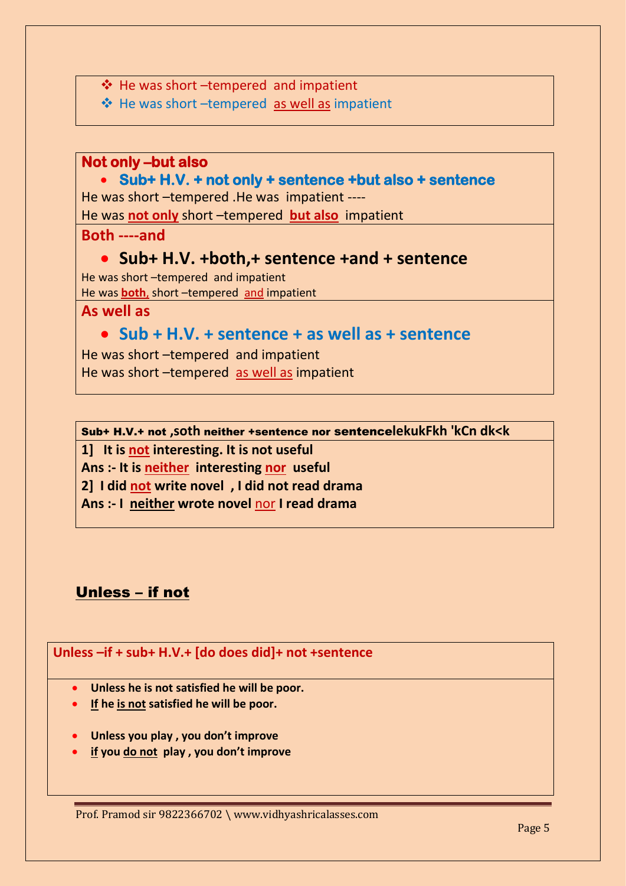- He was short –tempered and impatient
- He was short –tempered as well as impatient

**Not only –but also**

- **Sub+ H.V. + not only + sentence +but also + sentence**

He was short –tempered .He was impatient ----

He was **not only** short –tempered **but also** impatient

**Both ----and**

- **Sub+ H.V. +both,+ sentence +and + sentence**

He was short –tempered and impatient

He was **both**, short –tempered and impatient

**As well as**

- **Sub + H.V. + sentence + as well as + sentence**

He was short –tempered and impatient

He was short –tempered as well as impatient

**Sub+ H.V.+ not ,soth neither +sentence nor sentencelekukFkh 'kCn dk<k**

**1] It is not interesting. It is not useful**

**Ans :- It is neither interesting nor useful**

**2] I did not write novel , I did not read drama**

**Ans :- I neither wrote novel nor I read drama**

## Unless – if not

**Unless –if + sub+ H.V.+ [do does did]+ not +sentence**

- **Unless he is not satisfied he will be poor.**
- **If he is not satisfied he will be poor.**

- **Unless you play , you don't improve**
- **if you do not play , you don't improve**

Prof. Pramod sir 9822366702 \ www.vidhyashricalasses.com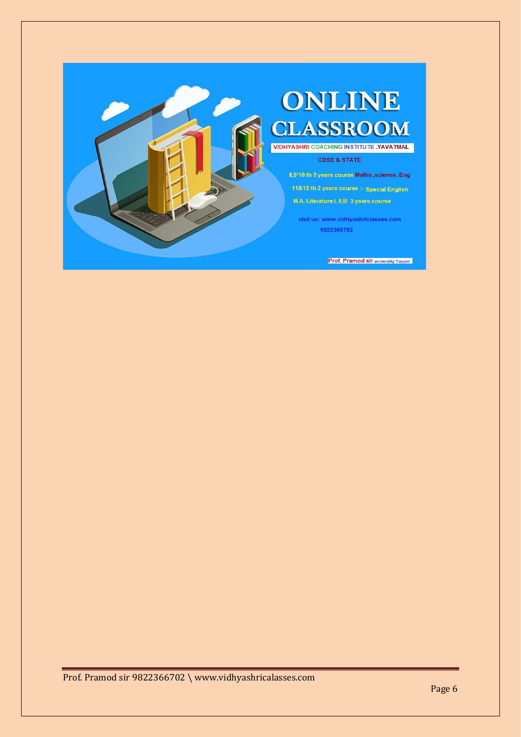# ONLINE CLASSROOM

VIDHYASHRI COACHING INSTITUTE .YAVATMAL

CBSE & STATE

8,9'10 th 3 years course Maths ,science, Eng

11&12 th 2 years course :- Special English

B.A. Literature I, II,III 3 years course

visit us: www.vidhyashriclasses.com

9822366702

Prof. Pramod sir university Topper